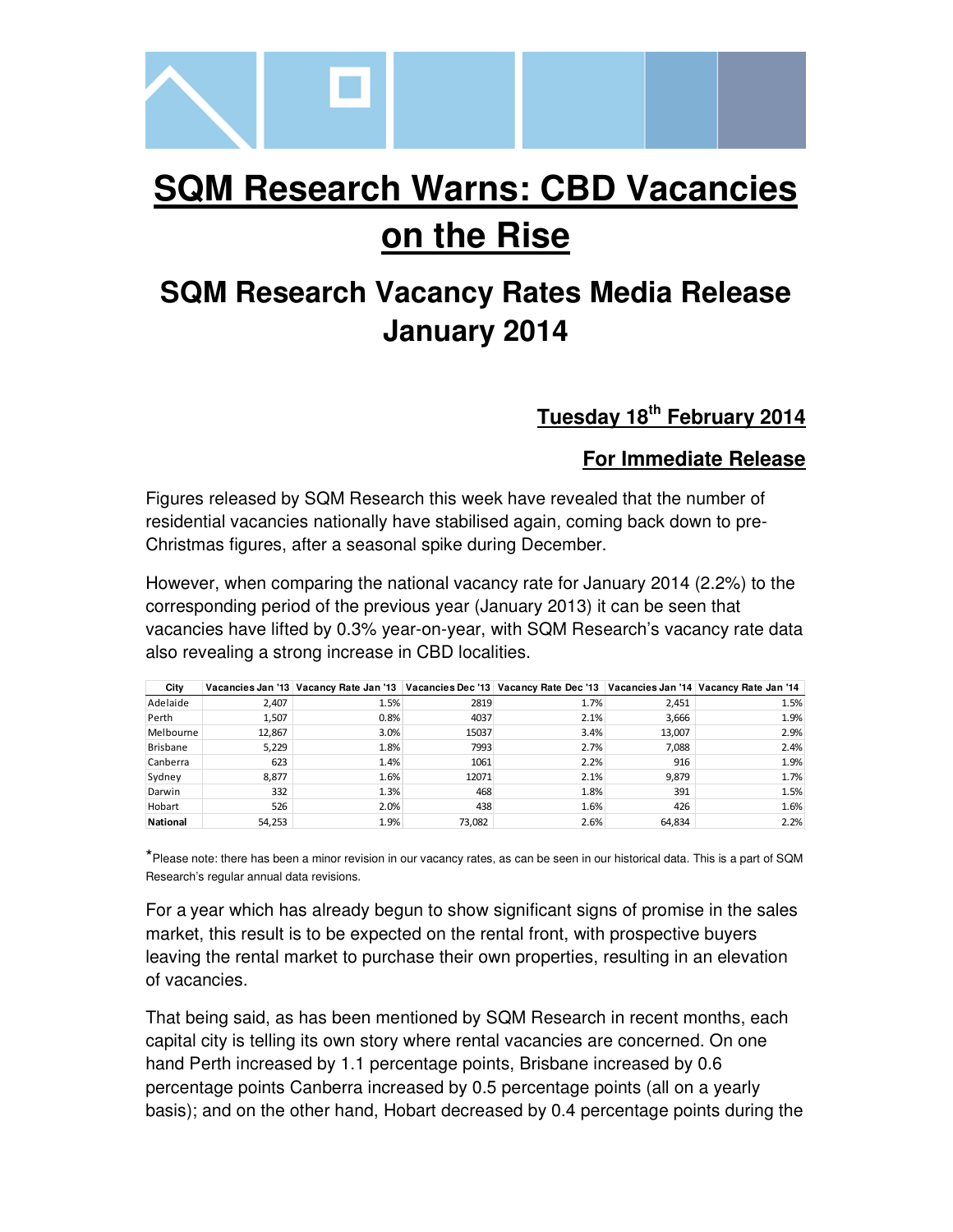# SQM Research Warns: CBD Vacancies on the Rise

## SQM Research Vacancy Rates Media Release January 2014

**Tuesday 18th February 2014**

**For Immediate Release**

Figures released by SQM Research this week have revealed that the number of residential vacancies nationally have stabilised again, coming back down to pre-Christmas figures, after a seasonal spike during December.

However, when comparing the national vacancy rate for January 2014 (2.2%) to the corresponding period of the previous year (January 2013) it can be seen that vacancies have lifted by 0.3% year-on-year, with SQM Research's vacancy rate data also revealing a strong increase in CBD localities.

| City | Vacancies Jan '13 | Vacancy Rate Jan '13 | Vacancies Dec '13 | Vacancy Rate Dec '13 | Vacancies Jan '14 | Vacancy Rate Jan '14 |
|---|---|---|---|---|---|---|
| Adelaide | 2,407 | 1.5% | 2819 | 1.7% | 2,451 | 1.5% |
| Perth | 1,507 | 0.8% | 4037 | 2.1% | 3,666 | 1.9% |
| Melbourne | 12,867 | 3.0% | 15037 | 3.4% | 13,007 | 2.9% |
| Brisbane | 5,229 | 1.8% | 7993 | 2.7% | 7,088 | 2.4% |
| Canberra | 623 | 1.4% | 1061 | 2.2% | 916 | 1.9% |
| Sydney | 8,877 | 1.6% | 12071 | 2.1% | 9,879 | 1.7% |
| Darwin | 332 | 1.3% | 468 | 1.8% | 391 | 1.5% |
| Hobart | 526 | 2.0% | 438 | 1.6% | 426 | 1.6% |
| **National** | 54,253 | 1.9% | 73,082 | 2.6% | 64,834 | 2.2% |

*Please note: there has been a minor revision in our vacancy rates, as can be seen in our historical data. This is a part of SQM Research's regular annual data revisions.

For a year which has already begun to show significant signs of promise in the sales market, this result is to be expected on the rental front, with prospective buyers leaving the rental market to purchase their own properties, resulting in an elevation of vacancies.

That being said, as has been mentioned by SQM Research in recent months, each capital city is telling its own story where rental vacancies are concerned. On one hand Perth increased by 1.1 percentage points, Brisbane increased by 0.6 percentage points Canberra increased by 0.5 percentage points (all on a yearly basis); and on the other hand, Hobart decreased by 0.4 percentage points during the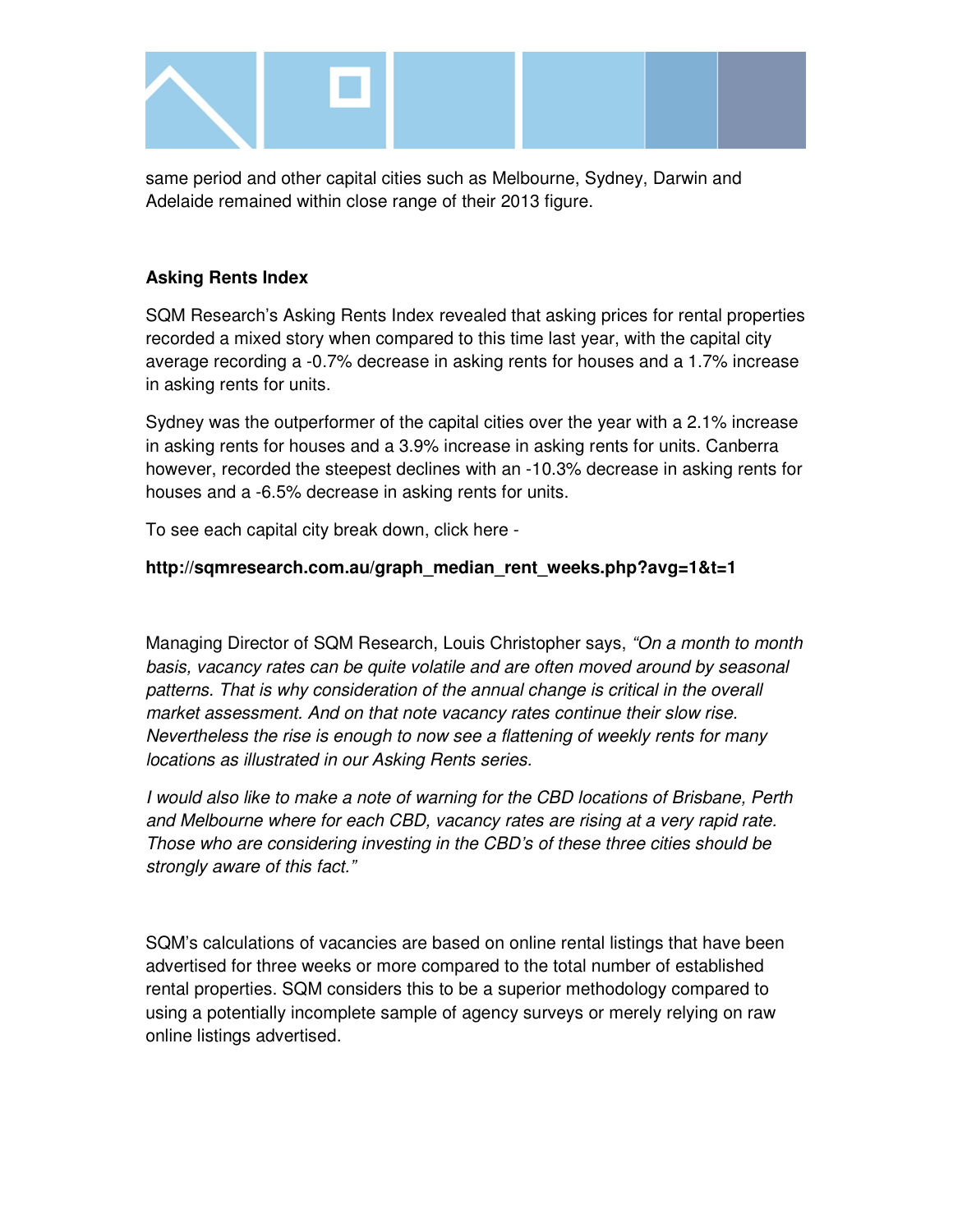same period and other capital cities such as Melbourne, Sydney, Darwin and Adelaide remained within close range of their 2013 figure.

**Asking Rents Index**

SQM Research's Asking Rents Index revealed that asking prices for rental properties recorded a mixed story when compared to this time last year, with the capital city average recording a -0.7% decrease in asking rents for houses and a 1.7% increase in asking rents for units.

Sydney was the outperformer of the capital cities over the year with a 2.1% increase in asking rents for houses and a 3.9% increase in asking rents for units. Canberra however, recorded the steepest declines with an -10.3% decrease in asking rents for houses and a -6.5% decrease in asking rents for units.

To see each capital city break down, click here -

**http://sqmresearch.com.au/graph_median_rent_weeks.php?avg=1&t=1**

Managing Director of SQM Research, Louis Christopher says, *"On a month to month basis, vacancy rates can be quite volatile and are often moved around by seasonal patterns. That is why consideration of the annual change is critical in the overall market assessment. And on that note vacancy rates continue their slow rise. Nevertheless the rise is enough to now see a flattening of weekly rents for many locations as illustrated in our Asking Rents series.*

*I would also like to make a note of warning for the CBD locations of Brisbane, Perth and Melbourne where for each CBD, vacancy rates are rising at a very rapid rate. Those who are considering investing in the CBD's of these three cities should be strongly aware of this fact."*

SQM's calculations of vacancies are based on online rental listings that have been advertised for three weeks or more compared to the total number of established rental properties. SQM considers this to be a superior methodology compared to using a potentially incomplete sample of agency surveys or merely relying on raw online listings advertised.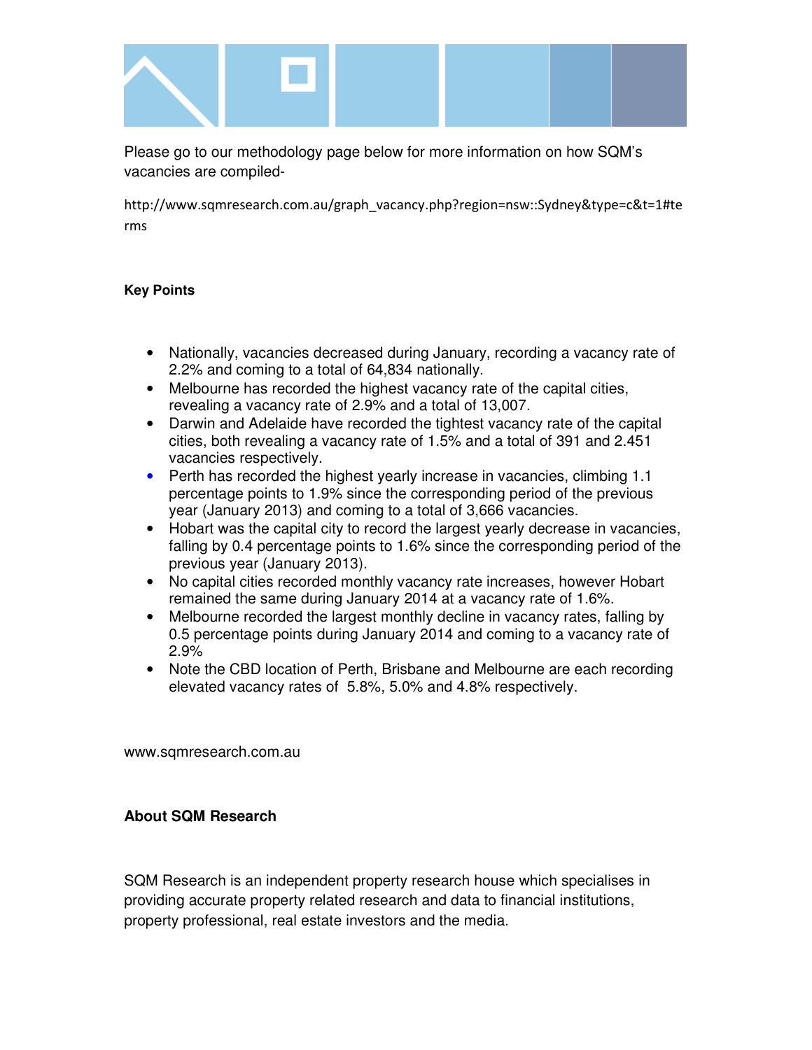Please go to our methodology page below for more information on how SQM's vacancies are compiled-

http://www.sqmresearch.com.au/graph_vacancy.php?region=nsw::Sydney&type=c&t=1#terms

**Key Points**

- Nationally, vacancies decreased during January, recording a vacancy rate of 2.2% and coming to a total of 64,834 nationally.
- Melbourne has recorded the highest vacancy rate of the capital cities, revealing a vacancy rate of 2.9% and a total of 13,007.
- Darwin and Adelaide have recorded the tightest vacancy rate of the capital cities, both revealing a vacancy rate of 1.5% and a total of 391 and 2.451 vacancies respectively.
- Perth has recorded the highest yearly increase in vacancies, climbing 1.1 percentage points to 1.9% since the corresponding period of the previous year (January 2013) and coming to a total of 3,666 vacancies.
- Hobart was the capital city to record the largest yearly decrease in vacancies, falling by 0.4 percentage points to 1.6% since the corresponding period of the previous year (January 2013).
- No capital cities recorded monthly vacancy rate increases, however Hobart remained the same during January 2014 at a vacancy rate of 1.6%.
- Melbourne recorded the largest monthly decline in vacancy rates, falling by 0.5 percentage points during January 2014 and coming to a vacancy rate of 2.9%
- Note the CBD location of Perth, Brisbane and Melbourne are each recording elevated vacancy rates of 5.8%, 5.0% and 4.8% respectively.

www.sqmresearch.com.au

**About SQM Research**

SQM Research is an independent property research house which specialises in providing accurate property related research and data to financial institutions, property professional, real estate investors and the media.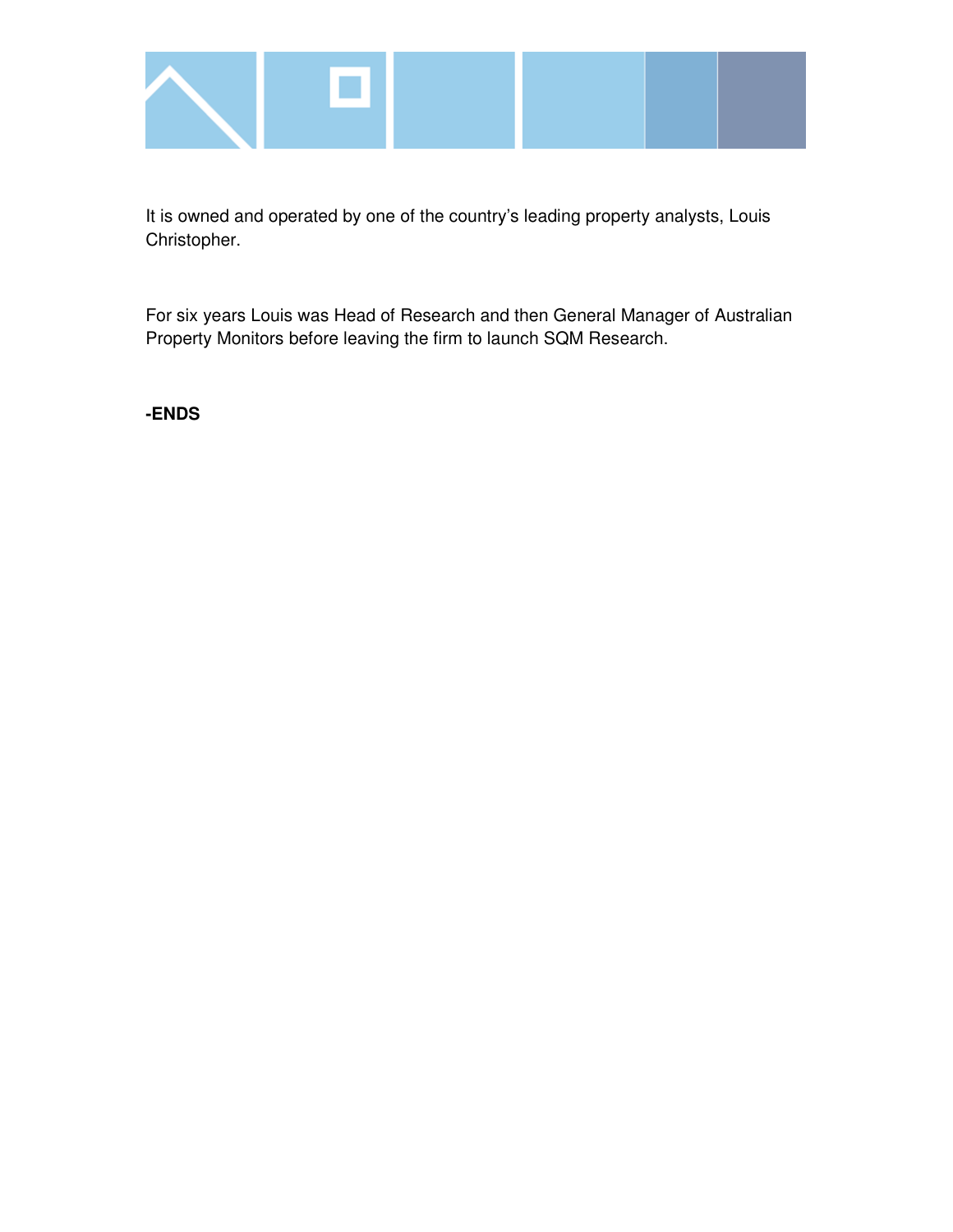It is owned and operated by one of the country's leading property analysts, Louis Christopher.

For six years Louis was Head of Research and then General Manager of Australian Property Monitors before leaving the firm to launch SQM Research.

**-ENDS**